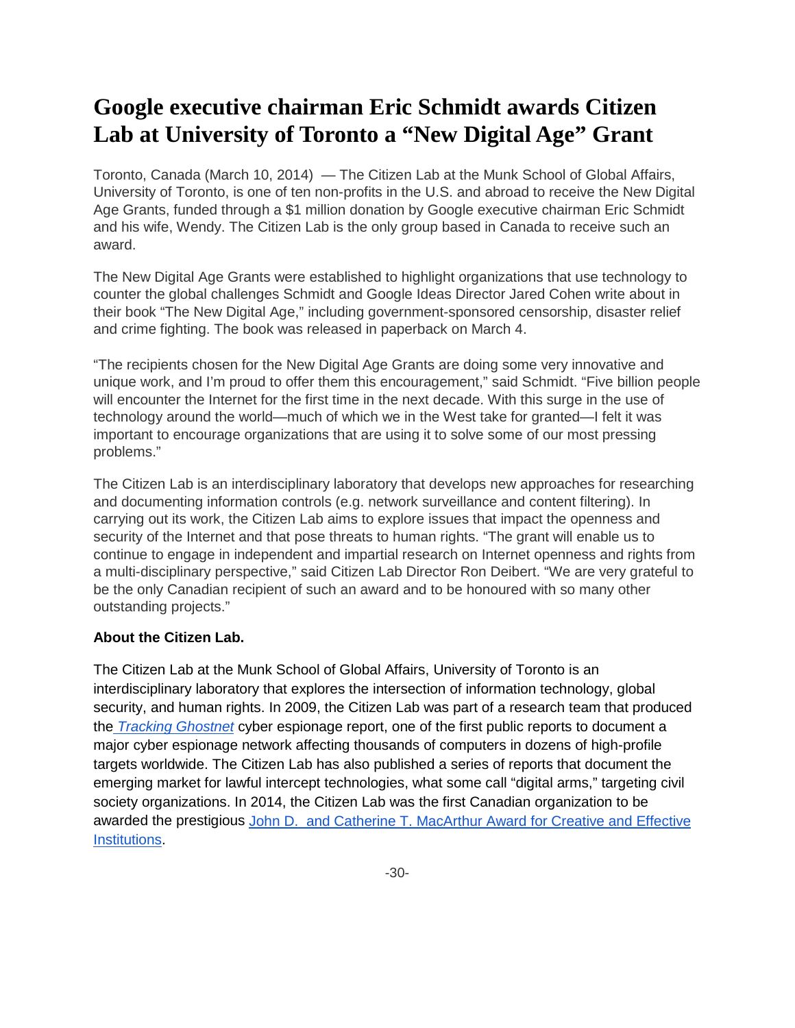# Google executive chairman Eric Schmidt awards Citizen Lab at University of Toronto a "New Digital Age" Grant

Toronto, Canada (March 10, 2014) — The Citizen Lab at the Munk School of Global Affairs, University of Toronto, is one of ten non-profits in the U.S. and abroad to receive the New Digital Age Grants, funded through a $1 million donation by Google executive chairman Eric Schmidt and his wife, Wendy. The Citizen Lab is the only group based in Canada to receive such an award.

The New Digital Age Grants were established to highlight organizations that use technology to counter the global challenges Schmidt and Google Ideas Director Jared Cohen write about in their book "The New Digital Age," including government-sponsored censorship, disaster relief and crime fighting. The book was released in paperback on March 4.

"The recipients chosen for the New Digital Age Grants are doing some very innovative and unique work, and I'm proud to offer them this encouragement," said Schmidt. "Five billion people will encounter the Internet for the first time in the next decade. With this surge in the use of technology around the world—much of which we in the West take for granted—I felt it was important to encourage organizations that are using it to solve some of our most pressing problems."

The Citizen Lab is an interdisciplinary laboratory that develops new approaches for researching and documenting information controls (e.g. network surveillance and content filtering). In carrying out its work, the Citizen Lab aims to explore issues that impact the openness and security of the Internet and that pose threats to human rights. "The grant will enable us to continue to engage in independent and impartial research on Internet openness and rights from a multi-disciplinary perspective," said Citizen Lab Director Ron Deibert. "We are very grateful to be the only Canadian recipient of such an award and to be honoured with so many other outstanding projects."

**About the Citizen Lab.**

The Citizen Lab at the Munk School of Global Affairs, University of Toronto is an interdisciplinary laboratory that explores the intersection of information technology, global security, and human rights. In 2009, the Citizen Lab was part of a research team that produced the *Tracking Ghostnet* cyber espionage report, one of the first public reports to document a major cyber espionage network affecting thousands of computers in dozens of high-profile targets worldwide. The Citizen Lab has also published a series of reports that document the emerging market for lawful intercept technologies, what some call "digital arms," targeting civil society organizations. In 2014, the Citizen Lab was the first Canadian organization to be awarded the prestigious John D. and Catherine T. MacArthur Award for Creative and Effective Institutions.

-30-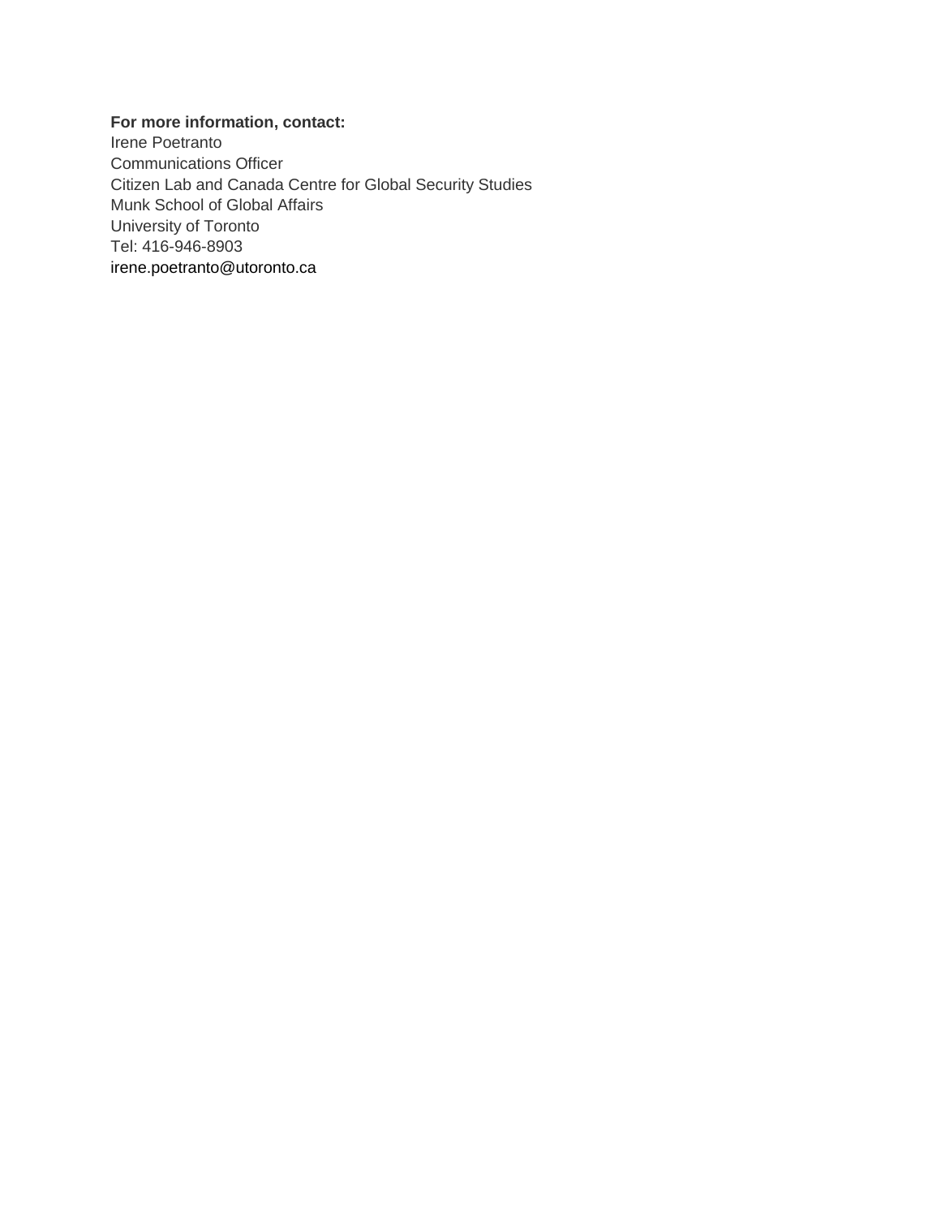**For more information, contact:**
Irene Poetranto
Communications Officer
Citizen Lab and Canada Centre for Global Security Studies
Munk School of Global Affairs
University of Toronto
Tel: 416-946-8903
irene.poetranto@utoronto.ca